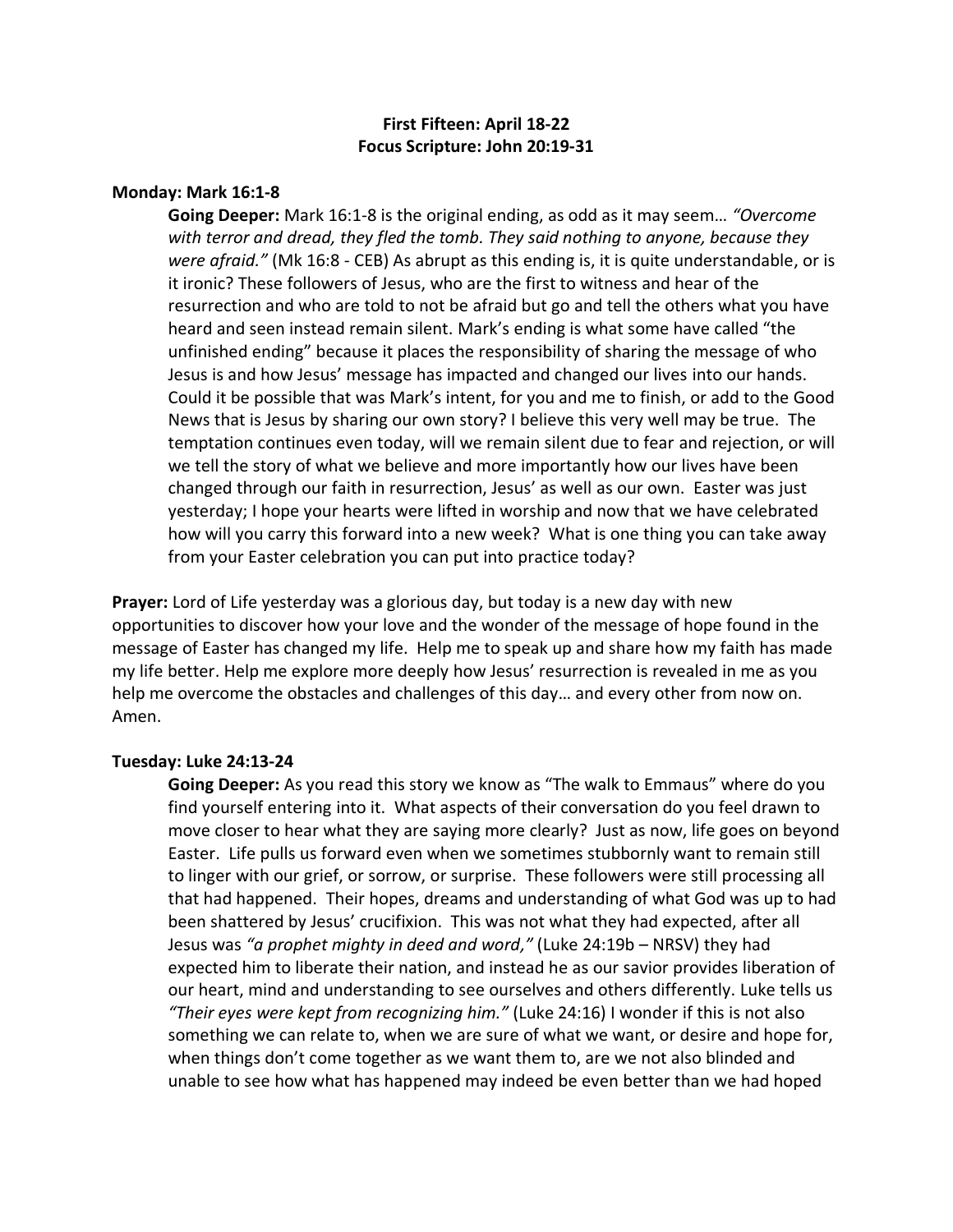**First Fifteen: April 18-22**
**Focus Scripture: John 20:19-31**

**Monday: Mark 16:1-8**

**Going Deeper:** Mark 16:1-8 is the original ending, as odd as it may seem… *"Overcome with terror and dread, they fled the tomb. They said nothing to anyone, because they were afraid."* (Mk 16:8 - CEB) As abrupt as this ending is, it is quite understandable, or is it ironic? These followers of Jesus, who are the first to witness and hear of the resurrection and who are told to not be afraid but go and tell the others what you have heard and seen instead remain silent. Mark's ending is what some have called "the unfinished ending" because it places the responsibility of sharing the message of who Jesus is and how Jesus' message has impacted and changed our lives into our hands. Could it be possible that was Mark's intent, for you and me to finish, or add to the Good News that is Jesus by sharing our own story? I believe this very well may be true. The temptation continues even today, will we remain silent due to fear and rejection, or will we tell the story of what we believe and more importantly how our lives have been changed through our faith in resurrection, Jesus' as well as our own. Easter was just yesterday; I hope your hearts were lifted in worship and now that we have celebrated how will you carry this forward into a new week? What is one thing you can take away from your Easter celebration you can put into practice today?

**Prayer:** Lord of Life yesterday was a glorious day, but today is a new day with new opportunities to discover how your love and the wonder of the message of hope found in the message of Easter has changed my life. Help me to speak up and share how my faith has made my life better. Help me explore more deeply how Jesus' resurrection is revealed in me as you help me overcome the obstacles and challenges of this day… and every other from now on. Amen.

**Tuesday: Luke 24:13-24**

**Going Deeper:** As you read this story we know as "The walk to Emmaus" where do you find yourself entering into it. What aspects of their conversation do you feel drawn to move closer to hear what they are saying more clearly? Just as now, life goes on beyond Easter. Life pulls us forward even when we sometimes stubbornly want to remain still to linger with our grief, or sorrow, or surprise. These followers were still processing all that had happened. Their hopes, dreams and understanding of what God was up to had been shattered by Jesus' crucifixion. This was not what they had expected, after all Jesus was *"a prophet mighty in deed and word,"* (Luke 24:19b – NRSV) they had expected him to liberate their nation, and instead he as our savior provides liberation of our heart, mind and understanding to see ourselves and others differently. Luke tells us *"Their eyes were kept from recognizing him."* (Luke 24:16) I wonder if this is not also something we can relate to, when we are sure of what we want, or desire and hope for, when things don't come together as we want them to, are we not also blinded and unable to see how what has happened may indeed be even better than we had hoped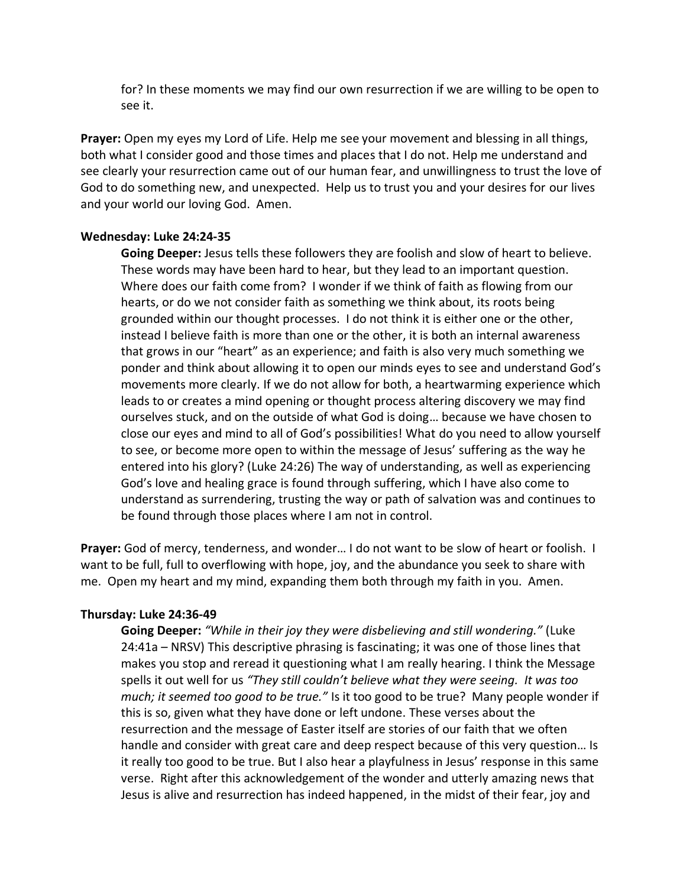for? In these moments we may find our own resurrection if we are willing to be open to see it.

**Prayer:** Open my eyes my Lord of Life. Help me see your movement and blessing in all things, both what I consider good and those times and places that I do not. Help me understand and see clearly your resurrection came out of our human fear, and unwillingness to trust the love of God to do something new, and unexpected. Help us to trust you and your desires for our lives and your world our loving God. Amen.

**Wednesday: Luke 24:24-35**

**Going Deeper:** Jesus tells these followers they are foolish and slow of heart to believe. These words may have been hard to hear, but they lead to an important question. Where does our faith come from? I wonder if we think of faith as flowing from our hearts, or do we not consider faith as something we think about, its roots being grounded within our thought processes. I do not think it is either one or the other, instead I believe faith is more than one or the other, it is both an internal awareness that grows in our "heart" as an experience; and faith is also very much something we ponder and think about allowing it to open our minds eyes to see and understand God's movements more clearly. If we do not allow for both, a heartwarming experience which leads to or creates a mind opening or thought process altering discovery we may find ourselves stuck, and on the outside of what God is doing… because we have chosen to close our eyes and mind to all of God's possibilities! What do you need to allow yourself to see, or become more open to within the message of Jesus' suffering as the way he entered into his glory? (Luke 24:26) The way of understanding, as well as experiencing God's love and healing grace is found through suffering, which I have also come to understand as surrendering, trusting the way or path of salvation was and continues to be found through those places where I am not in control.

**Prayer:** God of mercy, tenderness, and wonder… I do not want to be slow of heart or foolish. I want to be full, full to overflowing with hope, joy, and the abundance you seek to share with me. Open my heart and my mind, expanding them both through my faith in you. Amen.

**Thursday: Luke 24:36-49**

**Going Deeper:** *"While in their joy they were disbelieving and still wondering."* (Luke 24:41a – NRSV) This descriptive phrasing is fascinating; it was one of those lines that makes you stop and reread it questioning what I am really hearing. I think the Message spells it out well for us *"They still couldn't believe what they were seeing. It was too much; it seemed too good to be true."* Is it too good to be true? Many people wonder if this is so, given what they have done or left undone. These verses about the resurrection and the message of Easter itself are stories of our faith that we often handle and consider with great care and deep respect because of this very question… Is it really too good to be true. But I also hear a playfulness in Jesus' response in this same verse. Right after this acknowledgement of the wonder and utterly amazing news that Jesus is alive and resurrection has indeed happened, in the midst of their fear, joy and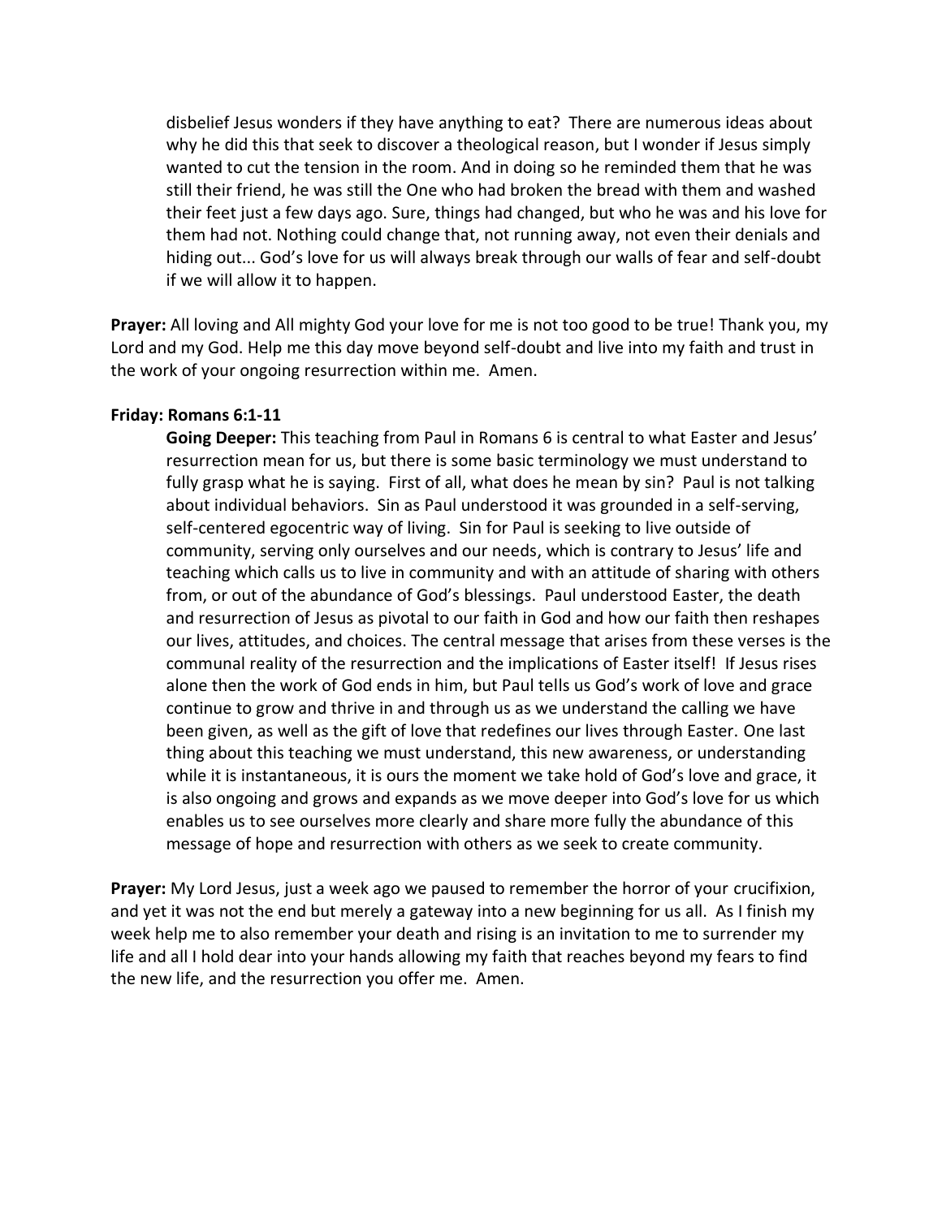disbelief Jesus wonders if they have anything to eat? There are numerous ideas about why he did this that seek to discover a theological reason, but I wonder if Jesus simply wanted to cut the tension in the room. And in doing so he reminded them that he was still their friend, he was still the One who had broken the bread with them and washed their feet just a few days ago. Sure, things had changed, but who he was and his love for them had not. Nothing could change that, not running away, not even their denials and hiding out... God's love for us will always break through our walls of fear and self-doubt if we will allow it to happen.

**Prayer:** All loving and All mighty God your love for me is not too good to be true! Thank you, my Lord and my God. Help me this day move beyond self-doubt and live into my faith and trust in the work of your ongoing resurrection within me. Amen.

**Friday: Romans 6:1-11**

**Going Deeper:** This teaching from Paul in Romans 6 is central to what Easter and Jesus' resurrection mean for us, but there is some basic terminology we must understand to fully grasp what he is saying. First of all, what does he mean by sin? Paul is not talking about individual behaviors. Sin as Paul understood it was grounded in a self-serving, self-centered egocentric way of living. Sin for Paul is seeking to live outside of community, serving only ourselves and our needs, which is contrary to Jesus' life and teaching which calls us to live in community and with an attitude of sharing with others from, or out of the abundance of God's blessings. Paul understood Easter, the death and resurrection of Jesus as pivotal to our faith in God and how our faith then reshapes our lives, attitudes, and choices. The central message that arises from these verses is the communal reality of the resurrection and the implications of Easter itself! If Jesus rises alone then the work of God ends in him, but Paul tells us God's work of love and grace continue to grow and thrive in and through us as we understand the calling we have been given, as well as the gift of love that redefines our lives through Easter. One last thing about this teaching we must understand, this new awareness, or understanding while it is instantaneous, it is ours the moment we take hold of God's love and grace, it is also ongoing and grows and expands as we move deeper into God's love for us which enables us to see ourselves more clearly and share more fully the abundance of this message of hope and resurrection with others as we seek to create community.

**Prayer:** My Lord Jesus, just a week ago we paused to remember the horror of your crucifixion, and yet it was not the end but merely a gateway into a new beginning for us all. As I finish my week help me to also remember your death and rising is an invitation to me to surrender my life and all I hold dear into your hands allowing my faith that reaches beyond my fears to find the new life, and the resurrection you offer me. Amen.